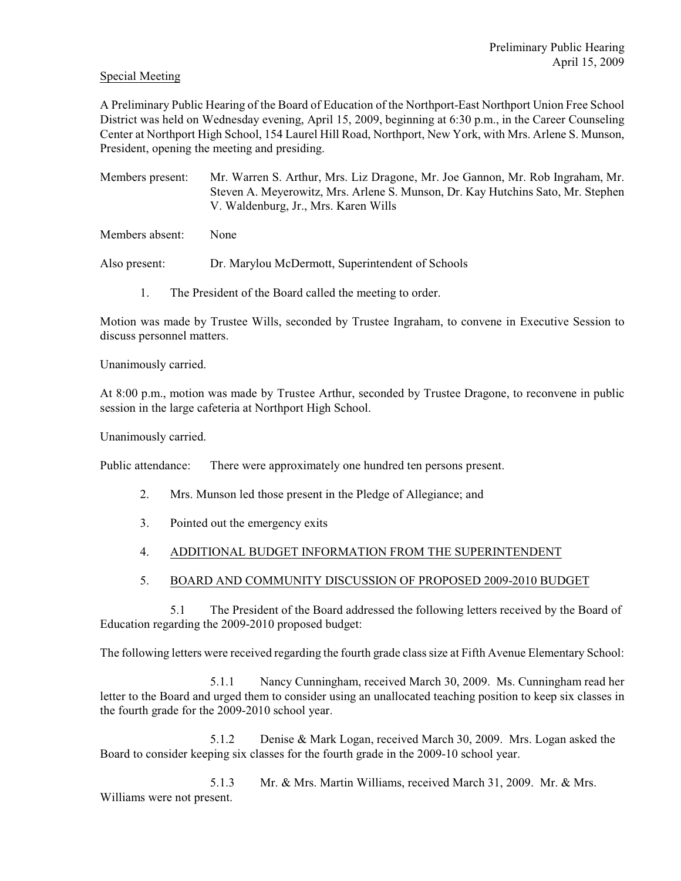Preliminary Public Hearing
April 15, 2009

Special Meeting

A Preliminary Public Hearing of the Board of Education of the Northport-East Northport Union Free School District was held on Wednesday evening, April 15, 2009, beginning at 6:30 p.m., in the Career Counseling Center at Northport High School, 154 Laurel Hill Road, Northport, New York, with Mrs. Arlene S. Munson, President, opening the meeting and presiding.

Members present: Mr. Warren S. Arthur, Mrs. Liz Dragone, Mr. Joe Gannon, Mr. Rob Ingraham, Mr. Steven A. Meyerowitz, Mrs. Arlene S. Munson, Dr. Kay Hutchins Sato, Mr. Stephen V. Waldenburg, Jr., Mrs. Karen Wills

Members absent: None

Also present: Dr. Marylou McDermott, Superintendent of Schools

1. The President of the Board called the meeting to order.

Motion was made by Trustee Wills, seconded by Trustee Ingraham, to convene in Executive Session to discuss personnel matters.

Unanimously carried.

At 8:00 p.m., motion was made by Trustee Arthur, seconded by Trustee Dragone, to reconvene in public session in the large cafeteria at Northport High School.

Unanimously carried.

Public attendance: There were approximately one hundred ten persons present.

2. Mrs. Munson led those present in the Pledge of Allegiance; and

3. Pointed out the emergency exits

4. ADDITIONAL BUDGET INFORMATION FROM THE SUPERINTENDENT

5. BOARD AND COMMUNITY DISCUSSION OF PROPOSED 2009-2010 BUDGET

5.1 The President of the Board addressed the following letters received by the Board of Education regarding the 2009-2010 proposed budget:

The following letters were received regarding the fourth grade class size at Fifth Avenue Elementary School:

5.1.1 Nancy Cunningham, received March 30, 2009. Ms. Cunningham read her letter to the Board and urged them to consider using an unallocated teaching position to keep six classes in the fourth grade for the 2009-2010 school year.

5.1.2 Denise & Mark Logan, received March 30, 2009. Mrs. Logan asked the Board to consider keeping six classes for the fourth grade in the 2009-10 school year.

5.1.3 Mr. & Mrs. Martin Williams, received March 31, 2009. Mr. & Mrs. Williams were not present.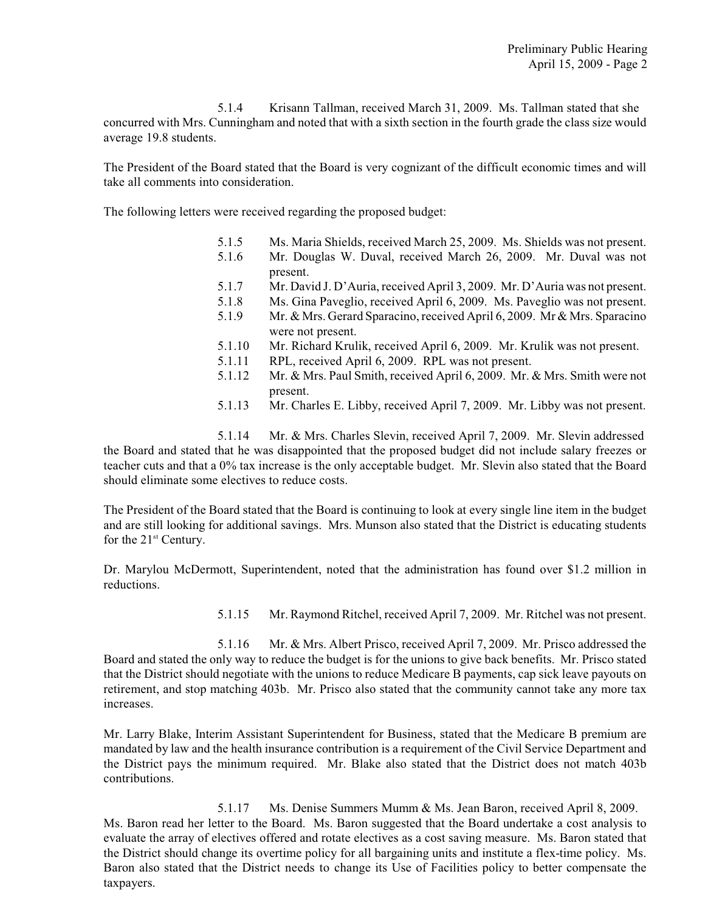5.1.4 Krisann Tallman, received March 31, 2009. Ms. Tallman stated that she concurred with Mrs. Cunningham and noted that with a sixth section in the fourth grade the class size would average 19.8 students.

The President of the Board stated that the Board is very cognizant of the difficult economic times and will take all comments into consideration.

The following letters were received regarding the proposed budget:

- 5.1.5 Ms. Maria Shields, received March 25, 2009. Ms. Shields was not present.
- 5.1.6 Mr. Douglas W. Duval, received March 26, 2009. Mr. Duval was not present.
- 5.1.7 Mr. David J. D'Auria, received April 3, 2009. Mr. D'Auria was not present.
- 5.1.8 Ms. Gina Paveglio, received April 6, 2009. Ms. Paveglio was not present.
- 5.1.9 Mr. & Mrs. Gerard Sparacino, received April 6, 2009. Mr & Mrs. Sparacino were not present.
- 5.1.10 Mr. Richard Krulik, received April 6, 2009. Mr. Krulik was not present.
- 5.1.11 RPL, received April 6, 2009. RPL was not present.
- 5.1.12 Mr. & Mrs. Paul Smith, received April 6, 2009. Mr. & Mrs. Smith were not present.
- 5.1.13 Mr. Charles E. Libby, received April 7, 2009. Mr. Libby was not present.

5.1.14 Mr. & Mrs. Charles Slevin, received April 7, 2009. Mr. Slevin addressed the Board and stated that he was disappointed that the proposed budget did not include salary freezes or teacher cuts and that a 0% tax increase is the only acceptable budget. Mr. Slevin also stated that the Board should eliminate some electives to reduce costs.

The President of the Board stated that the Board is continuing to look at every single line item in the budget and are still looking for additional savings. Mrs. Munson also stated that the District is educating students for the 21st Century.

Dr. Marylou McDermott, Superintendent, noted that the administration has found over $1.2 million in reductions.

5.1.15 Mr. Raymond Ritchel, received April 7, 2009. Mr. Ritchel was not present.

5.1.16 Mr. & Mrs. Albert Prisco, received April 7, 2009. Mr. Prisco addressed the Board and stated the only way to reduce the budget is for the unions to give back benefits. Mr. Prisco stated that the District should negotiate with the unions to reduce Medicare B payments, cap sick leave payouts on retirement, and stop matching 403b. Mr. Prisco also stated that the community cannot take any more tax increases.

Mr. Larry Blake, Interim Assistant Superintendent for Business, stated that the Medicare B premium are mandated by law and the health insurance contribution is a requirement of the Civil Service Department and the District pays the minimum required. Mr. Blake also stated that the District does not match 403b contributions.

5.1.17 Ms. Denise Summers Mumm & Ms. Jean Baron, received April 8, 2009. Ms. Baron read her letter to the Board. Ms. Baron suggested that the Board undertake a cost analysis to evaluate the array of electives offered and rotate electives as a cost saving measure. Ms. Baron stated that the District should change its overtime policy for all bargaining units and institute a flex-time policy. Ms. Baron also stated that the District needs to change its Use of Facilities policy to better compensate the taxpayers.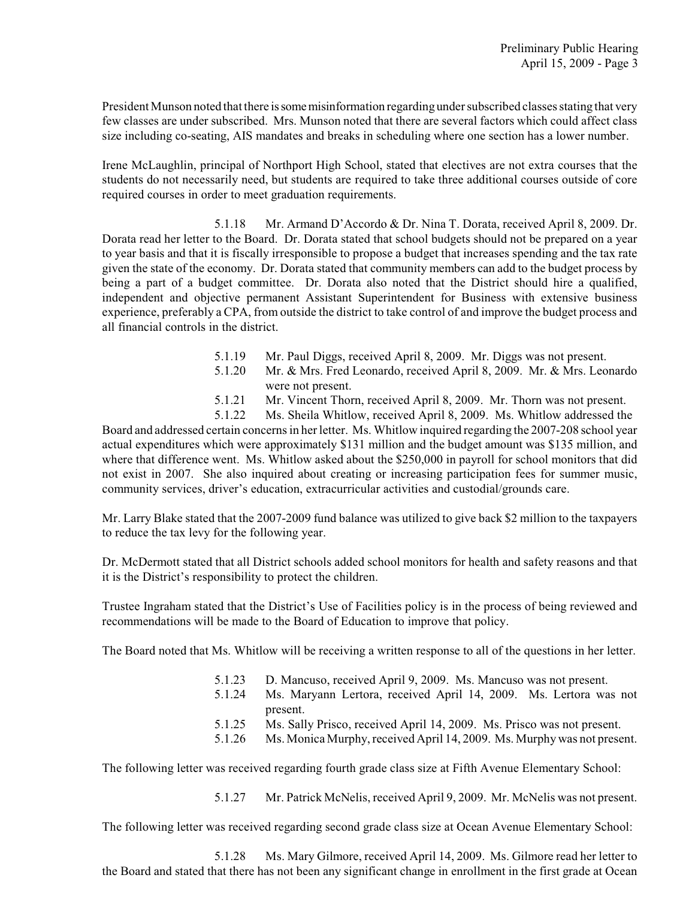President Munson noted that there is some misinformation regarding under subscribed classes stating that very few classes are under subscribed. Mrs. Munson noted that there are several factors which could affect class size including co-seating, AIS mandates and breaks in scheduling where one section has a lower number.

Irene McLaughlin, principal of Northport High School, stated that electives are not extra courses that the students do not necessarily need, but students are required to take three additional courses outside of core required courses in order to meet graduation requirements.

5.1.18 Mr. Armand D'Accordo & Dr. Nina T. Dorata, received April 8, 2009. Dr. Dorata read her letter to the Board. Dr. Dorata stated that school budgets should not be prepared on a year to year basis and that it is fiscally irresponsible to propose a budget that increases spending and the tax rate given the state of the economy. Dr. Dorata stated that community members can add to the budget process by being a part of a budget committee. Dr. Dorata also noted that the District should hire a qualified, independent and objective permanent Assistant Superintendent for Business with extensive business experience, preferably a CPA, from outside the district to take control of and improve the budget process and all financial controls in the district.

5.1.19 Mr. Paul Diggs, received April 8, 2009. Mr. Diggs was not present.

5.1.20 Mr. & Mrs. Fred Leonardo, received April 8, 2009. Mr. & Mrs. Leonardo were not present.

5.1.21 Mr. Vincent Thorn, received April 8, 2009. Mr. Thorn was not present.

5.1.22 Ms. Sheila Whitlow, received April 8, 2009. Ms. Whitlow addressed the Board and addressed certain concerns in her letter. Ms. Whitlow inquired regarding the 2007-208 school year actual expenditures which were approximately $131 million and the budget amount was $135 million, and where that difference went. Ms. Whitlow asked about the $250,000 in payroll for school monitors that did not exist in 2007. She also inquired about creating or increasing participation fees for summer music, community services, driver's education, extracurricular activities and custodial/grounds care.

Mr. Larry Blake stated that the 2007-2009 fund balance was utilized to give back $2 million to the taxpayers to reduce the tax levy for the following year.

Dr. McDermott stated that all District schools added school monitors for health and safety reasons and that it is the District's responsibility to protect the children.

Trustee Ingraham stated that the District's Use of Facilities policy is in the process of being reviewed and recommendations will be made to the Board of Education to improve that policy.

The Board noted that Ms. Whitlow will be receiving a written response to all of the questions in her letter.

5.1.23 D. Mancuso, received April 9, 2009. Ms. Mancuso was not present.

5.1.24 Ms. Maryann Lertora, received April 14, 2009. Ms. Lertora was not present.

5.1.25 Ms. Sally Prisco, received April 14, 2009. Ms. Prisco was not present.

5.1.26 Ms. Monica Murphy, received April 14, 2009. Ms. Murphy was not present.

The following letter was received regarding fourth grade class size at Fifth Avenue Elementary School:

5.1.27 Mr. Patrick McNelis, received April 9, 2009. Mr. McNelis was not present.

The following letter was received regarding second grade class size at Ocean Avenue Elementary School:

5.1.28 Ms. Mary Gilmore, received April 14, 2009. Ms. Gilmore read her letter to the Board and stated that there has not been any significant change in enrollment in the first grade at Ocean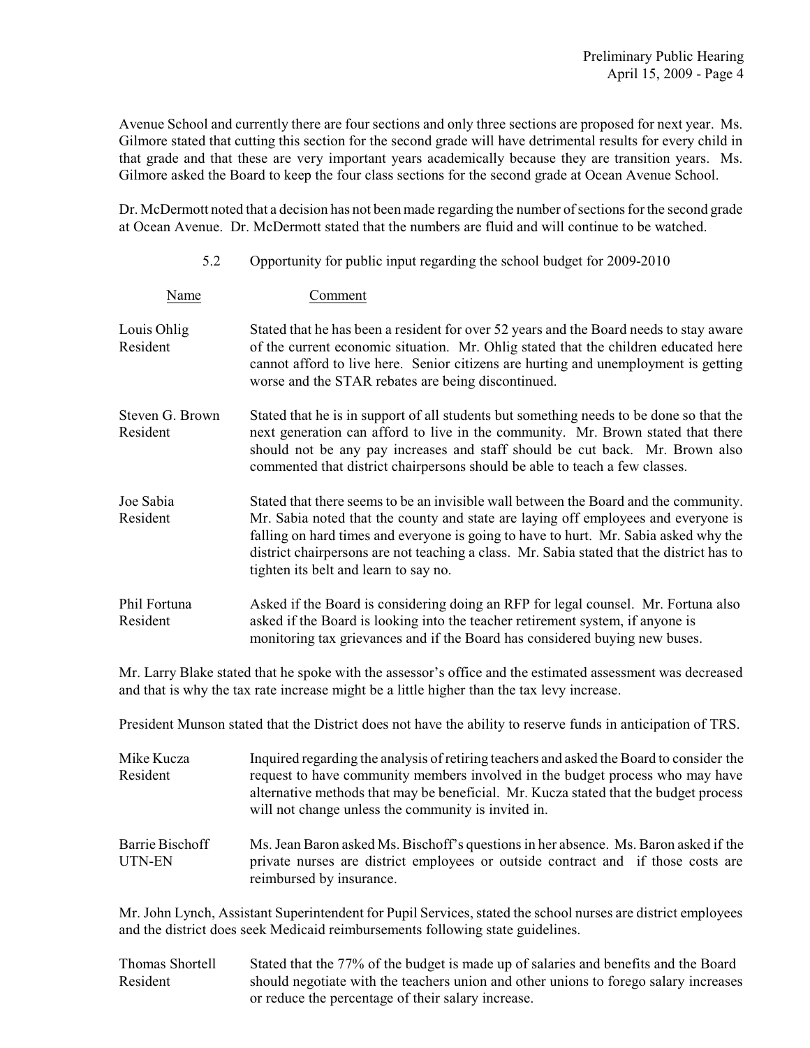Avenue School and currently there are four sections and only three sections are proposed for next year. Ms. Gilmore stated that cutting this section for the second grade will have detrimental results for every child in that grade and that these are very important years academically because they are transition years. Ms. Gilmore asked the Board to keep the four class sections for the second grade at Ocean Avenue School.

Dr. McDermott noted that a decision has not been made regarding the number of sections for the second grade at Ocean Avenue. Dr. McDermott stated that the numbers are fluid and will continue to be watched.

5.2 Opportunity for public input regarding the school budget for 2009-2010

| Name | Comment |
|---|---|
| Louis Ohlig<br>Resident | Stated that he has been a resident for over 52 years and the Board needs to stay aware of the current economic situation. Mr. Ohlig stated that the children educated here cannot afford to live here. Senior citizens are hurting and unemployment is getting worse and the STAR rebates are being discontinued. |
| Steven G. Brown<br>Resident | Stated that he is in support of all students but something needs to be done so that the next generation can afford to live in the community. Mr. Brown stated that there should not be any pay increases and staff should be cut back. Mr. Brown also commented that district chairpersons should be able to teach a few classes. |
| Joe Sabia<br>Resident | Stated that there seems to be an invisible wall between the Board and the community. Mr. Sabia noted that the county and state are laying off employees and everyone is falling on hard times and everyone is going to have to hurt. Mr. Sabia asked why the district chairpersons are not teaching a class. Mr. Sabia stated that the district has to tighten its belt and learn to say no. |
| Phil Fortuna<br>Resident | Asked if the Board is considering doing an RFP for legal counsel. Mr. Fortuna also asked if the Board is looking into the teacher retirement system, if anyone is monitoring tax grievances and if the Board has considered buying new buses. |

Mr. Larry Blake stated that he spoke with the assessor's office and the estimated assessment was decreased and that is why the tax rate increase might be a little higher than the tax levy increase.

President Munson stated that the District does not have the ability to reserve funds in anticipation of TRS.

| Name | Comment |
|---|---|
| Mike Kucza<br>Resident | Inquired regarding the analysis of retiring teachers and asked the Board to consider the request to have community members involved in the budget process who may have alternative methods that may be beneficial. Mr. Kucza stated that the budget process will not change unless the community is invited in. |
| Barrie Bischoff<br>UTN-EN | Ms. Jean Baron asked Ms. Bischoff's questions in her absence. Ms. Baron asked if the private nurses are district employees or outside contract and if those costs are reimbursed by insurance. |

Mr. John Lynch, Assistant Superintendent for Pupil Services, stated the school nurses are district employees and the district does seek Medicaid reimbursements following state guidelines.

| Name | Comment |
|---|---|
| Thomas Shortell<br>Resident | Stated that the 77% of the budget is made up of salaries and benefits and the Board should negotiate with the teachers union and other unions to forego salary increases or reduce the percentage of their salary increase. |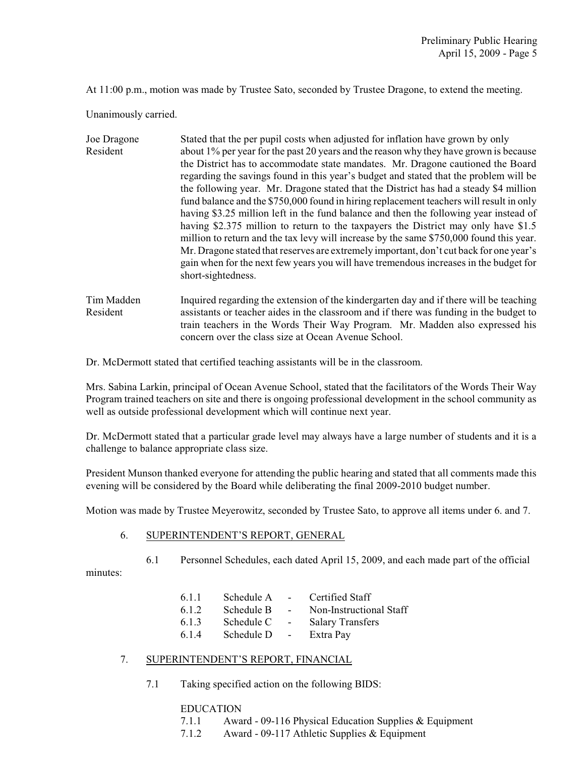At 11:00 p.m., motion was made by Trustee Sato, seconded by Trustee Dragone, to extend the meeting.

Unanimously carried.

Joe Dragone
Resident

Stated that the per pupil costs when adjusted for inflation have grown by only about 1% per year for the past 20 years and the reason why they have grown is because the District has to accommodate state mandates. Mr. Dragone cautioned the Board regarding the savings found in this year's budget and stated that the problem will be the following year. Mr. Dragone stated that the District has had a steady $4 million fund balance and the $750,000 found in hiring replacement teachers will result in only having $3.25 million left in the fund balance and then the following year instead of having $2.375 million to return to the taxpayers the District may only have $1.5 million to return and the tax levy will increase by the same $750,000 found this year. Mr. Dragone stated that reserves are extremely important, don't cut back for one year's gain when for the next few years you will have tremendous increases in the budget for short-sightedness.

Tim Madden
Resident

Inquired regarding the extension of the kindergarten day and if there will be teaching assistants or teacher aides in the classroom and if there was funding in the budget to train teachers in the Words Their Way Program. Mr. Madden also expressed his concern over the class size at Ocean Avenue School.

Dr. McDermott stated that certified teaching assistants will be in the classroom.

Mrs. Sabina Larkin, principal of Ocean Avenue School, stated that the facilitators of the Words Their Way Program trained teachers on site and there is ongoing professional development in the school community as well as outside professional development which will continue next year.

Dr. McDermott stated that a particular grade level may always have a large number of students and it is a challenge to balance appropriate class size.

President Munson thanked everyone for attending the public hearing and stated that all comments made this evening will be considered by the Board while deliberating the final 2009-2010 budget number.

Motion was made by Trustee Meyerowitz, seconded by Trustee Sato, to approve all items under 6. and 7.

6. SUPERINTENDENT'S REPORT, GENERAL

6.1 Personnel Schedules, each dated April 15, 2009, and each made part of the official minutes:

- 6.1.1 Schedule A - Certified Staff
- 6.1.2 Schedule B - Non-Instructional Staff
- 6.1.3 Schedule C - Salary Transfers
- 6.1.4 Schedule D - Extra Pay

7. SUPERINTENDENT'S REPORT, FINANCIAL

7.1 Taking specified action on the following BIDS:

EDUCATION

- 7.1.1 Award - 09-116 Physical Education Supplies & Equipment
- 7.1.2 Award - 09-117 Athletic Supplies & Equipment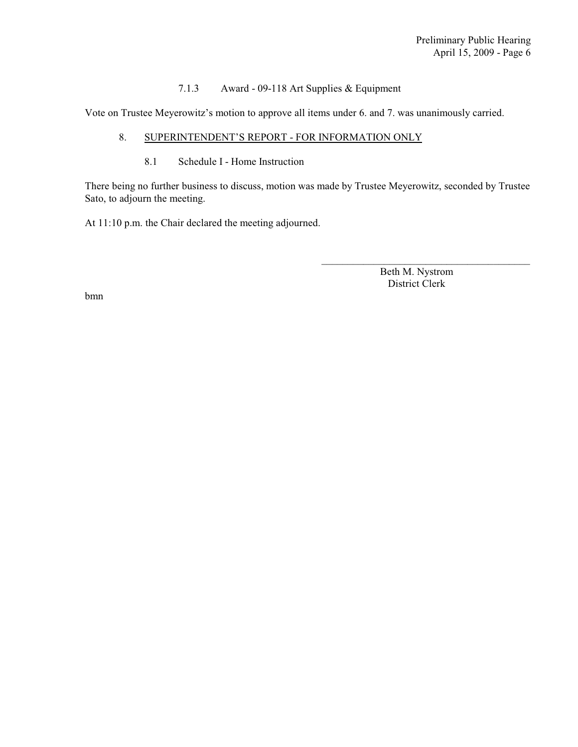7.1.3 Award - 09-118 Art Supplies & Equipment

Vote on Trustee Meyerowitz's motion to approve all items under 6. and 7. was unanimously carried.

8. SUPERINTENDENT'S REPORT - FOR INFORMATION ONLY

8.1 Schedule I - Home Instruction

There being no further business to discuss, motion was made by Trustee Meyerowitz, seconded by Trustee Sato, to adjourn the meeting.

At 11:10 p.m. the Chair declared the meeting adjourned.

\_\_\_\_\_\_\_\_\_\_\_\_\_\_\_\_\_\_\_\_\_\_\_\_\_\_\_\_\_\_\_\_\_\_\_\_\_\_\_\_

Beth M. Nystrom
District Clerk

bmn